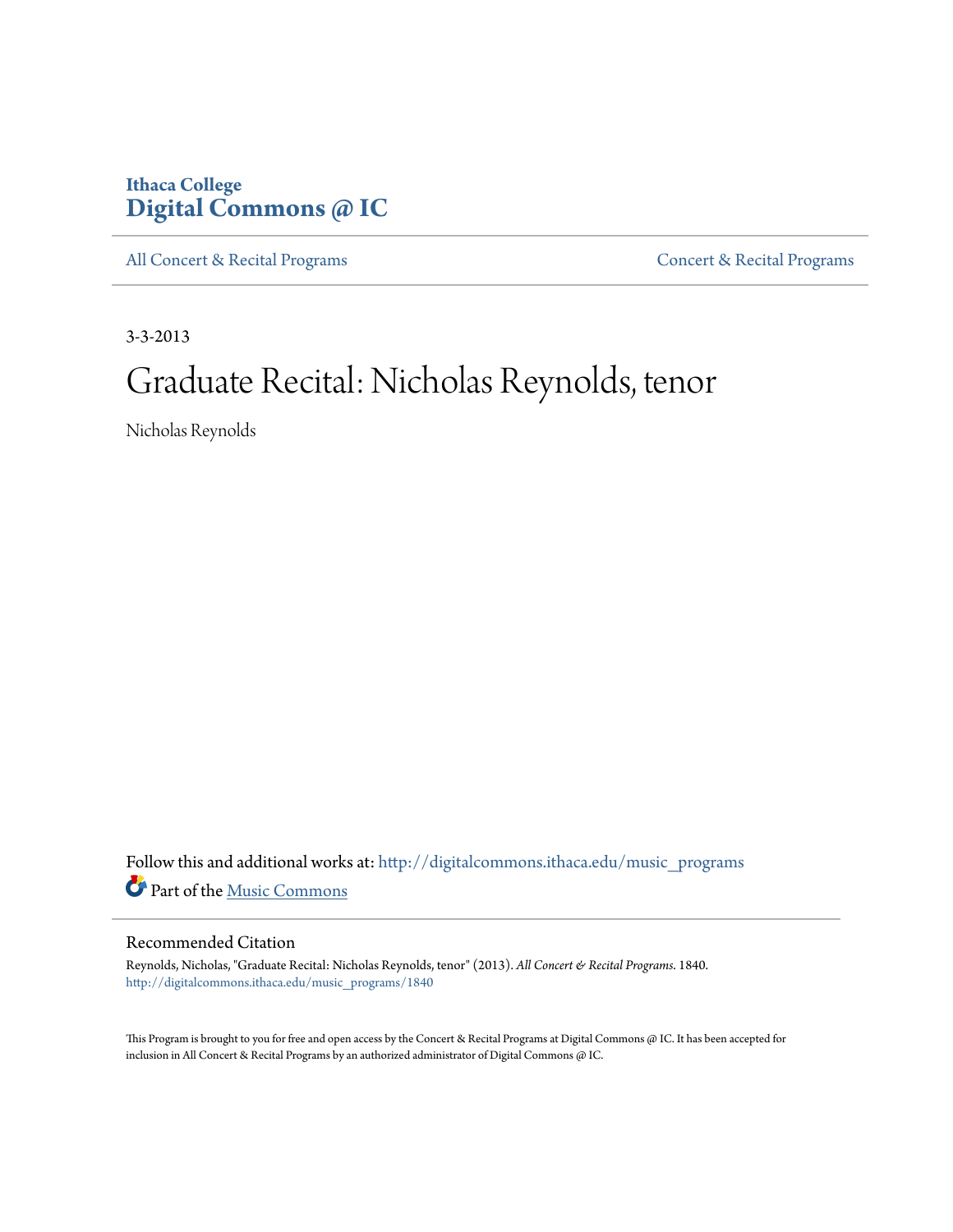Ithaca College
**Digital Commons @ IC**

All Concert & Recital Programs | Concert & Recital Programs

3-3-2013

# Graduate Recital: Nicholas Reynolds, tenor

Nicholas Reynolds

Follow this and additional works at: http://digitalcommons.ithaca.edu/music_programs

Part of the Music Commons

## Recommended Citation

Reynolds, Nicholas, "Graduate Recital: Nicholas Reynolds, tenor" (2013). *All Concert & Recital Programs*. 1840.
http://digitalcommons.ithaca.edu/music_programs/1840

This Program is brought to you for free and open access by the Concert & Recital Programs at Digital Commons @ IC. It has been accepted for inclusion in All Concert & Recital Programs by an authorized administrator of Digital Commons @ IC.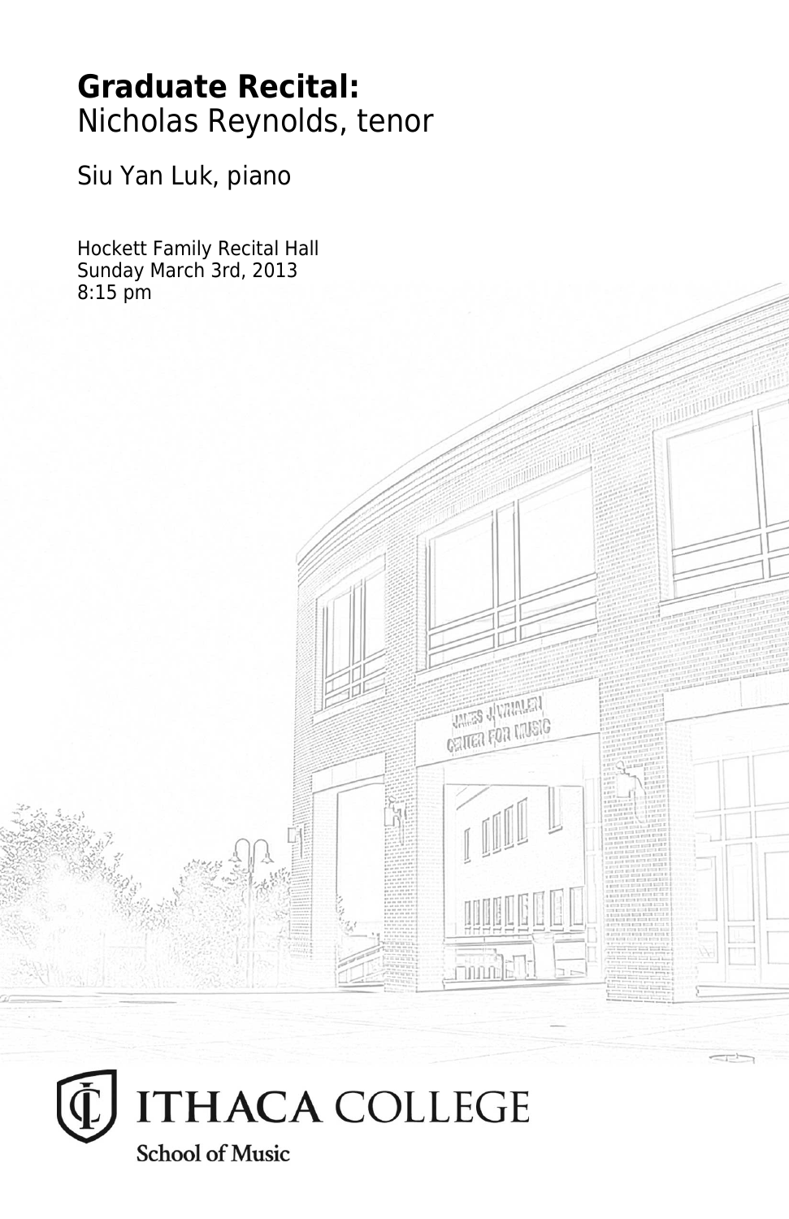# **Graduate Recital:**
# Nicholas Reynolds, tenor

## Siu Yan Luk, piano

Hockett Family Recital Hall
Sunday March 3rd, 2013
8:15 pm

ITHACA COLLEGE
School of Music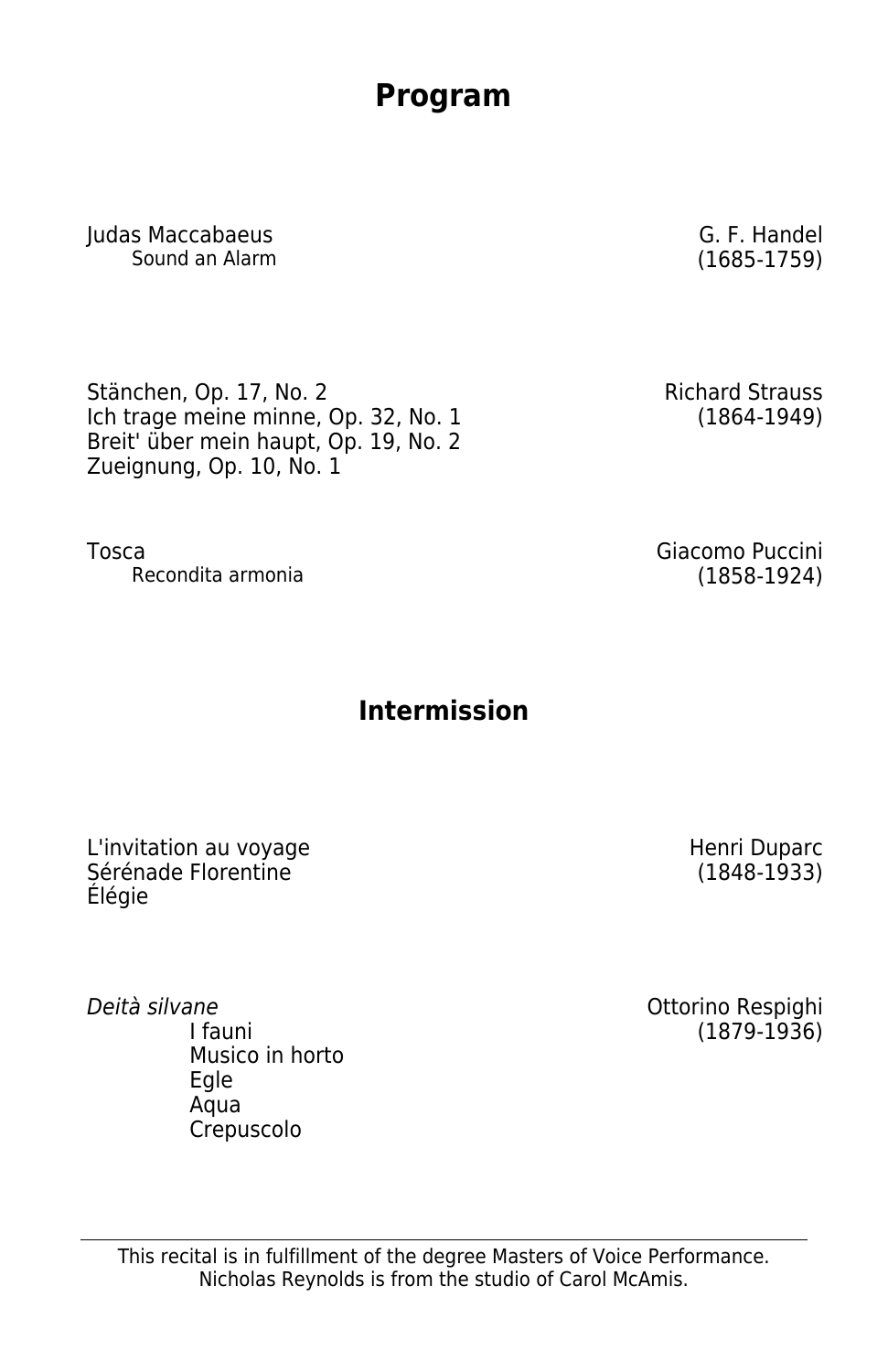# Program

Judas Maccabaeus
Sound an Alarm

G. F. Handel
(1685-1759)

Stänchen, Op. 17, No. 2
Ich trage meine minne, Op. 32, No. 1
Breit' über mein haupt, Op. 19, No. 2
Zueignung, Op. 10, No. 1

Richard Strauss
(1864-1949)

Tosca
Recondita armonia

Giacomo Puccini
(1858-1924)

## Intermission

L'invitation au voyage
Sérénade Florentine
Élégie

Henri Duparc
(1848-1933)

*Deità silvane*
I fauni
Musico in horto
Egle
Aqua
Crepuscolo

Ottorino Respighi
(1879-1936)

---

This recital is in fulfillment of the degree Masters of Voice Performance.
Nicholas Reynolds is from the studio of Carol McAmis.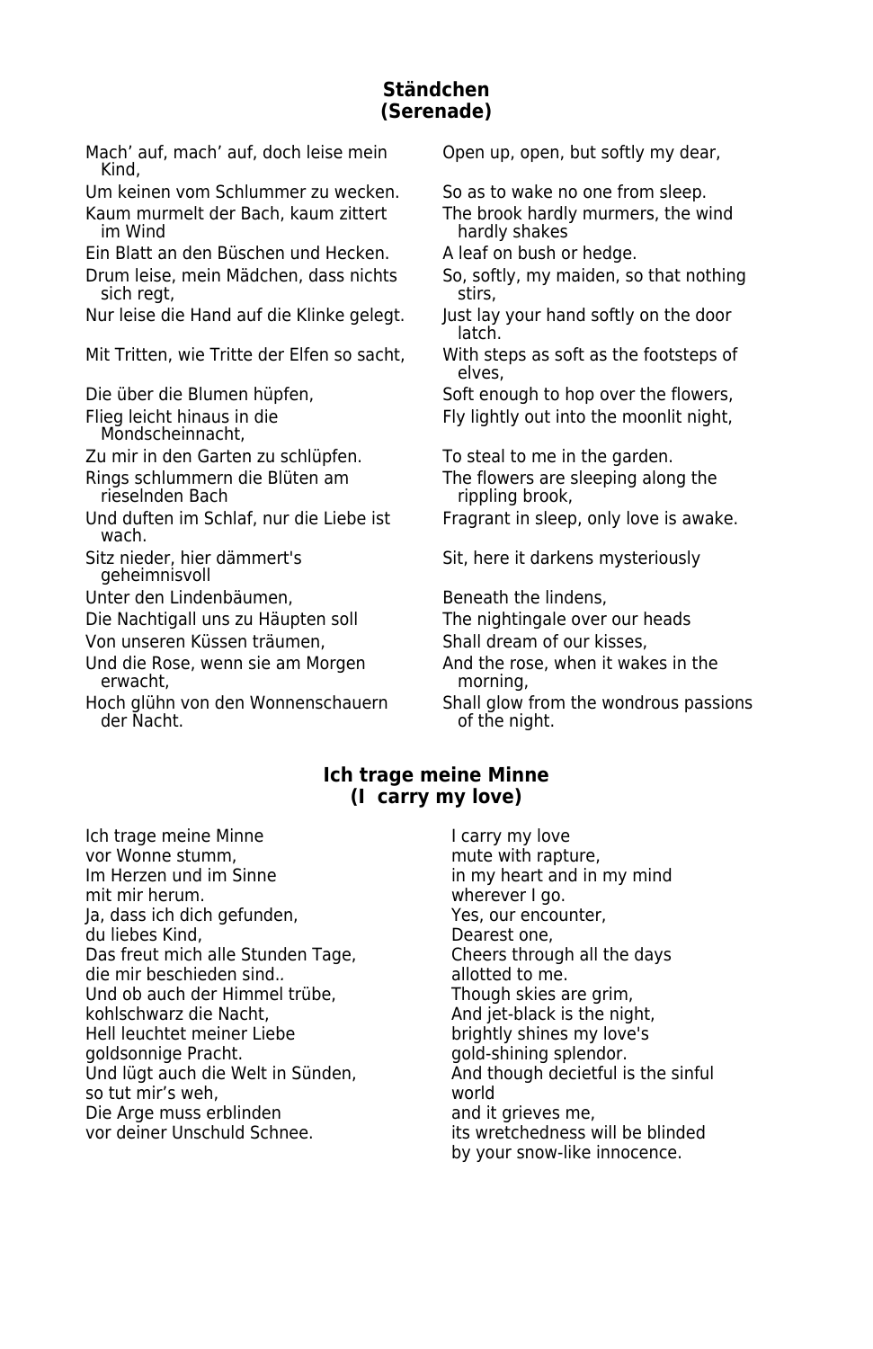## Ständchen
## (Serenade)

| | |
|---|---|
| Mach' auf, mach' auf, doch leise mein Kind, | Open up, open, but softly my dear, |
| Um keinen vom Schlummer zu wecken. | So as to wake no one from sleep. |
| Kaum murmelt der Bach, kaum zittert im Wind | The brook hardly murmers, the wind hardly shakes |
| Ein Blatt an den Büschen und Hecken. | A leaf on bush or hedge. |
| Drum leise, mein Mädchen, dass nichts sich regt, | So, softly, my maiden, so that nothing stirs, |
| Nur leise die Hand auf die Klinke gelegt. | Just lay your hand softly on the door latch. |
| Mit Tritten, wie Tritte der Elfen so sacht, | With steps as soft as the footsteps of elves, |
| Die über die Blumen hüpfen, | Soft enough to hop over the flowers, |
| Flieg leicht hinaus in die Mondscheinnacht, | Fly lightly out into the moonlit night, |
| Zu mir in den Garten zu schlüpfen. | To steal to me in the garden. |
| Rings schlummern die Blüten am rieselnden Bach | The flowers are sleeping along the rippling brook, |
| Und duften im Schlaf, nur die Liebe ist wach. | Fragrant in sleep, only love is awake. |
| Sitz nieder, hier dämmert's geheimnisvoll | Sit, here it darkens mysteriously |
| Unter den Lindenbäumen, | Beneath the lindens, |
| Die Nachtigall uns zu Häupten soll | The nightingale over our heads |
| Von unseren Küssen träumen, | Shall dream of our kisses, |
| Und die Rose, wenn sie am Morgen erwacht, | And the rose, when it wakes in the morning, |
| Hoch glühn von den Wonnenschauern der Nacht. | Shall glow from the wondrous passions of the night. |

## Ich trage meine Minne
## (I carry my love)

| | |
|---|---|
| Ich trage meine Minne | I carry my love |
| vor Wonne stumm, | mute with rapture, |
| Im Herzen und im Sinne | in my heart and in my mind |
| mit mir herum. | wherever I go. |
| Ja, dass ich dich gefunden, | Yes, our encounter, |
| du liebes Kind, | Dearest one, |
| Das freut mich alle Stunden Tage, | Cheers through all the days |
| die mir beschieden sind.. | allotted to me. |
| Und ob auch der Himmel trübe, | Though skies are grim, |
| kohlschwarz die Nacht, | And jet-black is the night, |
| Hell leuchtet meiner Liebe | brightly shines my love's |
| goldsonnige Pracht. | gold-shining splendor. |
| Und lügt auch die Welt in Sünden, | And though decietful is the sinful |
| so tut mir's weh, | world |
| Die Arge muss erblinden | and it grieves me, |
| vor deiner Unschuld Schnee. | its wretchedness will be blinded by your snow-like innocence. |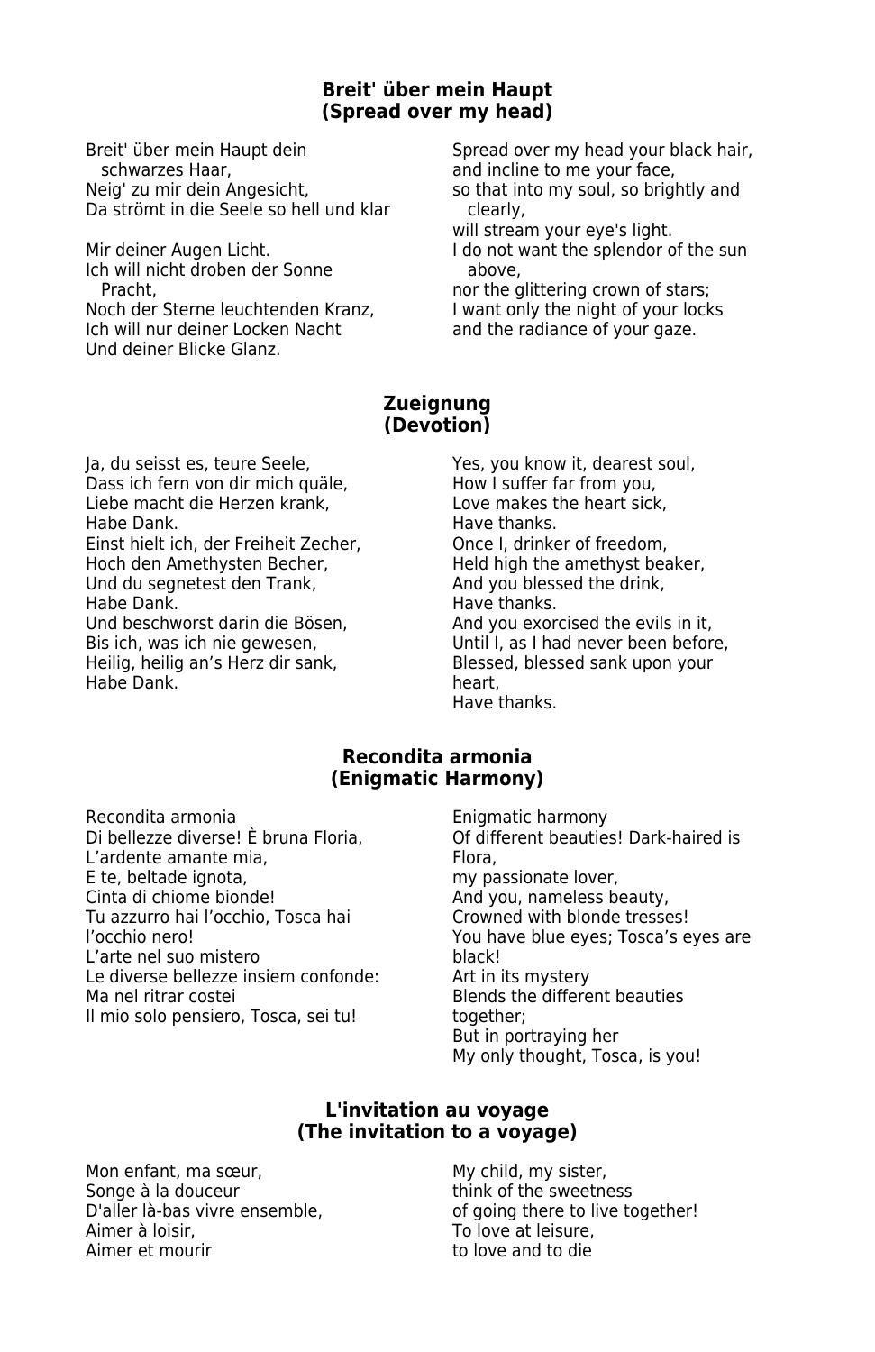## Breit' über mein Haupt
## (Spread over my head)

Breit' über mein Haupt dein schwarzes Haar,
Neig' zu mir dein Angesicht,
Da strömt in die Seele so hell und klar

Mir deiner Augen Licht.
Ich will nicht droben der Sonne Pracht,
Noch der Sterne leuchtenden Kranz,
Ich will nur deiner Locken Nacht
Und deiner Blicke Glanz.

Spread over my head your black hair,
and incline to me your face,
so that into my soul, so brightly and clearly,
will stream your eye's light.
I do not want the splendor of the sun above,
nor the glittering crown of stars;
I want only the night of your locks
and the radiance of your gaze.

## Zueignung
## (Devotion)

Ja, du seisst es, teure Seele,
Dass ich fern von dir mich quäle,
Liebe macht die Herzen krank,
Habe Dank.
Einst hielt ich, der Freiheit Zecher,
Hoch den Amethysten Becher,
Und du segnetest den Trank,
Habe Dank.
Und beschworst darin die Bösen,
Bis ich, was ich nie gewesen,
Heilig, heilig an's Herz dir sank,
Habe Dank.

Yes, you know it, dearest soul,
How I suffer far from you,
Love makes the heart sick,
Have thanks.
Once I, drinker of freedom,
Held high the amethyst beaker,
And you blessed the drink,
Have thanks.
And you exorcised the evils in it,
Until I, as I had never been before,
Blessed, blessed sank upon your heart,
Have thanks.

## Recondita armonia
## (Enigmatic Harmony)

Recondita armonia
Di bellezze diverse! È bruna Floria,
L'ardente amante mia,
E te, beltade ignota,
Cinta di chiome bionde!
Tu azzurro hai l'occhio, Tosca hai l'occhio nero!
L'arte nel suo mistero
Le diverse bellezze insiem confonde:
Ma nel ritrar costei
Il mio solo pensiero, Tosca, sei tu!

Enigmatic harmony
Of different beauties! Dark-haired is Flora,
my passionate lover,
And you, nameless beauty,
Crowned with blonde tresses!
You have blue eyes; Tosca's eyes are black!
Art in its mystery
Blends the different beauties together;
But in portraying her
My only thought, Tosca, is you!

## L'invitation au voyage
## (The invitation to a voyage)

Mon enfant, ma sœur,
Songe à la douceur
D'aller là-bas vivre ensemble,
Aimer à loisir,
Aimer et mourir

My child, my sister,
think of the sweetness
of going there to live together!
To love at leisure,
to love and to die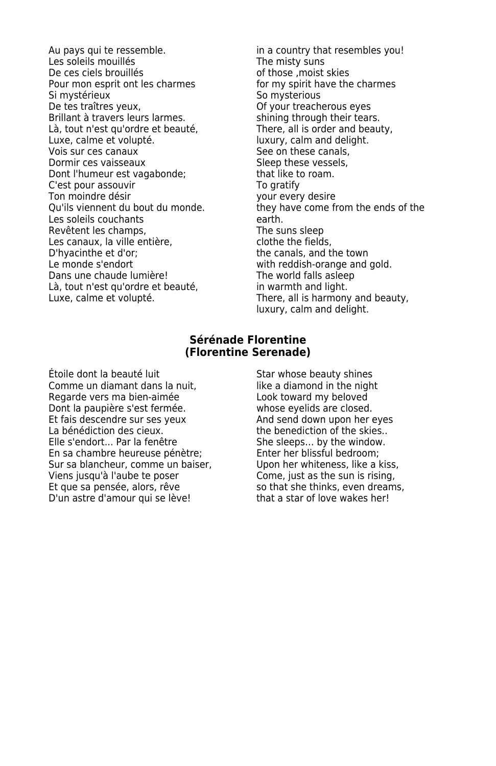| | |
|---|---|
| Au pays qui te ressemble. | in a country that resembles you! |
| Les soleils mouillés | The misty suns |
| De ces ciels brouillés | of those ,moist skies |
| Pour mon esprit ont les charmes | for my spirit have the charmes |
| Si mystérieux | So mysterious |
| De tes traîtres yeux, | Of your treacherous eyes |
| Brillant à travers leurs larmes. | shining through their tears. |
| Là, tout n'est qu'ordre et beauté, | There, all is order and beauty, |
| Luxe, calme et volupté. | luxury, calm and delight. |
| Vois sur ces canaux | See on these canals, |
| Dormir ces vaisseaux | Sleep these vessels, |
| Dont l'humeur est vagabonde; | that like to roam. |
| C'est pour assouvir | To gratify |
| Ton moindre désir | your every desire |
| Qu'ils viennent du bout du monde. | they have come from the ends of the earth. |
| Les soleils couchants | The suns sleep |
| Revêtent les champs, | clothe the fields, |
| Les canaux, la ville entière, | the canals, and the town |
| D'hyacinthe et d'or; | with reddish-orange and gold. |
| Le monde s'endort | The world falls asleep |
| Dans une chaude lumière! | in warmth and light. |
| Là, tout n'est qu'ordre et beauté, | There, all is harmony and beauty, |
| Luxe, calme et volupté. | luxury, calm and delight. |

## Sérénade Florentine
## (Florentine Serenade)

| | |
|---|---|
| Étoile dont la beauté luit | Star whose beauty shines |
| Comme un diamant dans la nuit, | like a diamond in the night |
| Regarde vers ma bien-aimée | Look toward my beloved |
| Dont la paupière s'est fermée. | whose eyelids are closed. |
| Et fais descendre sur ses yeux | And send down upon her eyes |
| La bénédiction des cieux. | the benediction of the skies.. |
| Elle s'endort... Par la fenêtre | She sleeps... by the window. |
| En sa chambre heureuse pénètre; | Enter her blissful bedroom; |
| Sur sa blancheur, comme un baiser, | Upon her whiteness, like a kiss, |
| Viens jusqu'à l'aube te poser | Come, just as the sun is rising, |
| Et que sa pensée, alors, rêve | so that she thinks, even dreams, |
| D'un astre d'amour qui se lève! | that a star of love wakes her! |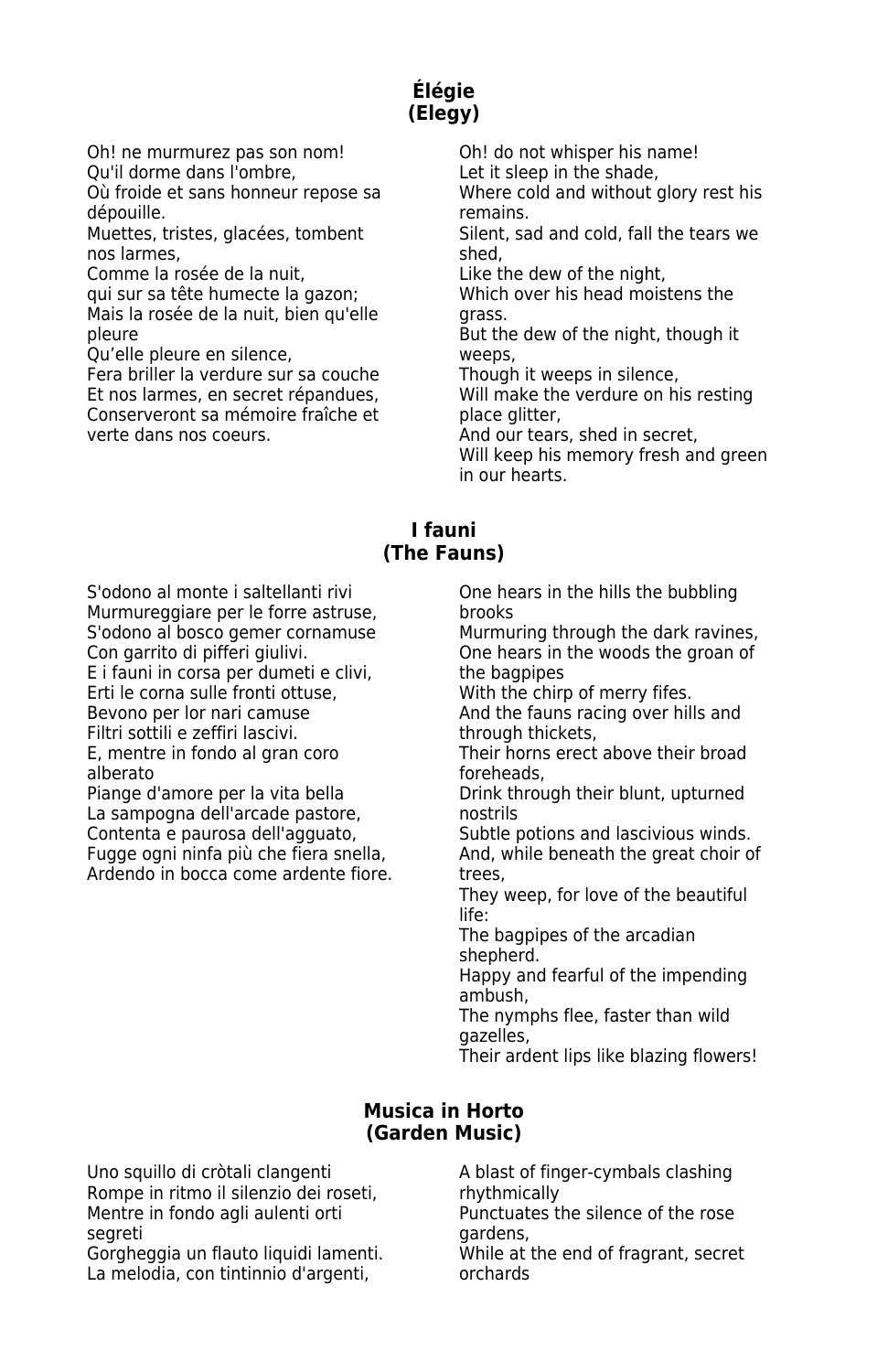## Élégie
## (Elegy)

Oh! ne murmurez pas son nom!
Qu'il dorme dans l'ombre,
Où froide et sans honneur repose sa dépouille.
Muettes, tristes, glacées, tombent nos larmes,
Comme la rosée de la nuit,
qui sur sa tête humecte la gazon;
Mais la rosée de la nuit, bien qu'elle pleure
Qu'elle pleure en silence,
Fera briller la verdure sur sa couche
Et nos larmes, en secret répandues,
Conserveront sa mémoire fraîche et verte dans nos coeurs.

Oh! do not whisper his name!
Let it sleep in the shade,
Where cold and without glory rest his remains.
Silent, sad and cold, fall the tears we shed,
Like the dew of the night,
Which over his head moistens the grass.
But the dew of the night, though it weeps,
Though it weeps in silence,
Will make the verdure on his resting place glitter,
And our tears, shed in secret,
Will keep his memory fresh and green in our hearts.

## I fauni
## (The Fauns)

S'odono al monte i saltellanti rivi
Murmureggiare per le forre astruse,
S'odono al bosco gemer cornamuse
Con garrito di pifferi giulivi.
E i fauni in corsa per dumeti e clivi,
Erti le corna sulle fronti ottuse,
Bevono per lor nari camuse
Filtri sottili e zeffiri lascivi.
E, mentre in fondo al gran coro alberato
Piange d'amore per la vita bella
La sampogna dell'arcade pastore,
Contenta e paurosa dell'agguato,
Fugge ogni ninfa più che fiera snella,
Ardendo in bocca come ardente fiore.

One hears in the hills the bubbling brooks
Murmuring through the dark ravines,
One hears in the woods the groan of the bagpipes
With the chirp of merry fifes.
And the fauns racing over hills and through thickets,
Their horns erect above their broad foreheads,
Drink through their blunt, upturned nostrils
Subtle potions and lascivious winds.
And, while beneath the great choir of trees,
They weep, for love of the beautiful life:
The bagpipes of the arcadian shepherd.
Happy and fearful of the impending ambush,
The nymphs flee, faster than wild gazelles,
Their ardent lips like blazing flowers!

## Musica in Horto
## (Garden Music)

Uno squillo di cròtali clangenti
Rompe in ritmo il silenzio dei roseti,
Mentre in fondo agli aulenti orti segreti
Gorgheggia un flauto liquidi lamenti.
La melodia, con tintinnio d'argenti,

A blast of finger-cymbals clashing rhythmically
Punctuates the silence of the rose gardens,
While at the end of fragrant, secret orchards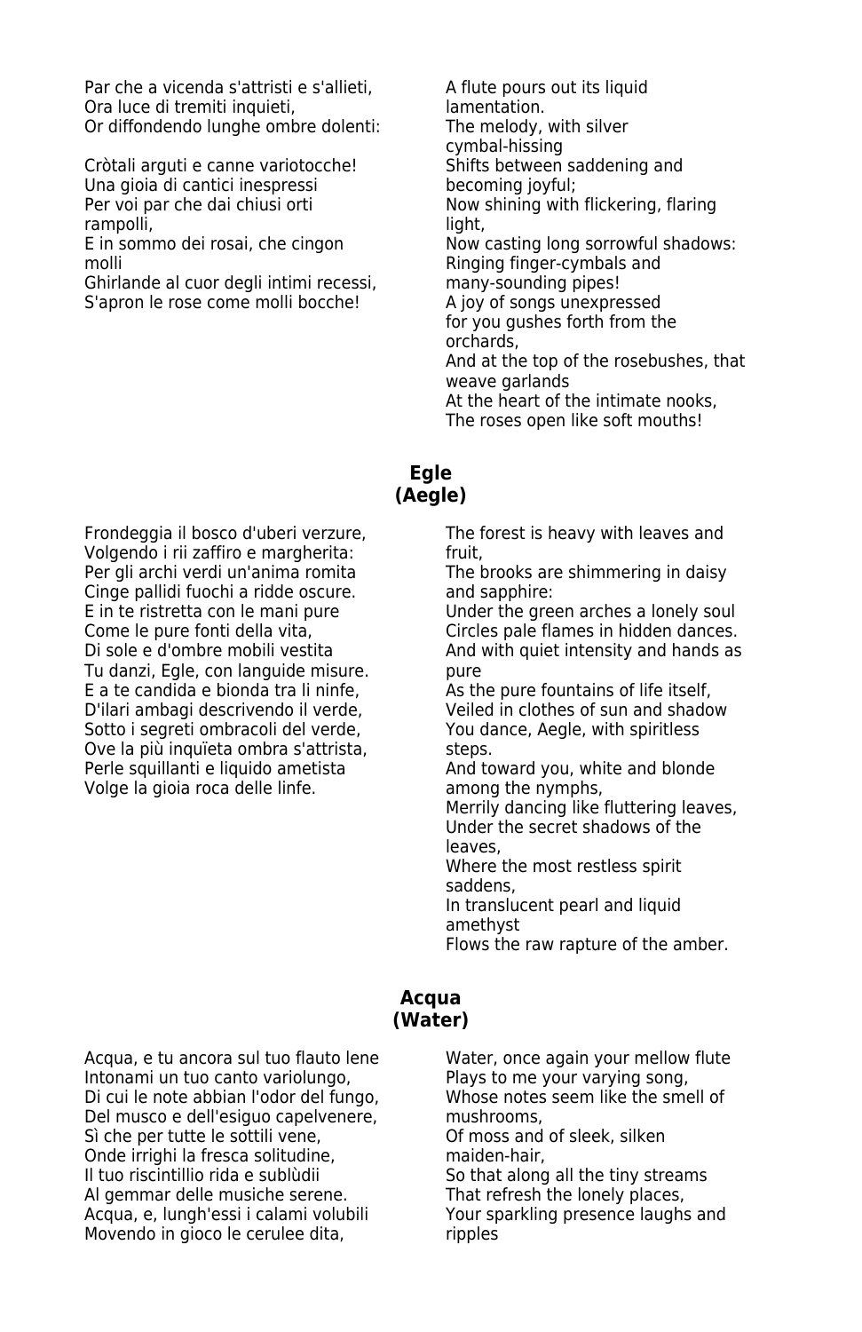Par che a vicenda s'attristi e s'allieti,
Ora luce di tremiti inquieti,
Or diffondendo lunghe ombre dolenti:

Cròtali arguti e canne variotocche!
Una gioia di cantici inespressi
Per voi par che dai chiusi orti rampolli,
E in sommo dei rosai, che cingon molli
Ghirlande al cuor degli intimi recessi,
S'apron le rose come molli bocche!

A flute pours out its liquid lamentation.
The melody, with silver cymbal-hissing
Shifts between saddening and becoming joyful;
Now shining with flickering, flaring light,
Now casting long sorrowful shadows:
Ringing finger-cymbals and many-sounding pipes!
A joy of songs unexpressed
for you gushes forth from the orchards,
And at the top of the rosebushes, that weave garlands
At the heart of the intimate nooks,
The roses open like soft mouths!

## Egle
## (Aegle)

Frondeggia il bosco d'uberi verzure,
Volgendo i rii zaffiro e margherita:
Per gli archi verdi un'anima romita
Cinge pallidi fuochi a ridde oscure.
E in te ristretta con le mani pure
Come le pure fonti della vita,
Di sole e d'ombre mobili vestita
Tu danzi, Egle, con languide misure.
E a te candida e bionda tra li ninfe,
D'ilari ambagi descrivendo il verde,
Sotto i segreti ombracoli del verde,
Ove la più inquïeta ombra s'attrista,
Perle squillanti e liquido ametista
Volge la gioia roca delle linfe.

The forest is heavy with leaves and fruit,
The brooks are shimmering in daisy and sapphire:
Under the green arches a lonely soul
Circles pale flames in hidden dances.
And with quiet intensity and hands as pure
As the pure fountains of life itself,
Veiled in clothes of sun and shadow
You dance, Aegle, with spiritless steps.
And toward you, white and blonde among the nymphs,
Merrily dancing like fluttering leaves,
Under the secret shadows of the leaves,
Where the most restless spirit saddens,
In translucent pearl and liquid amethyst
Flows the raw rapture of the amber.

## Acqua
## (Water)

Acqua, e tu ancora sul tuo flauto lene
Intonami un tuo canto variolungo,
Di cui le note abbian l'odor del fungo,
Del musco e dell'esiguo capelvenere,
Sì che per tutte le sottili vene,
Onde irrighi la fresca solitudine,
Il tuo riscintillio rida e sublùdii
Al gemmar delle musiche serene.
Acqua, e, lungh'essi i calami volubili
Movendo in gioco le cerulee dita,

Water, once again your mellow flute
Plays to me your varying song,
Whose notes seem like the smell of mushrooms,
Of moss and of sleek, silken maiden-hair,
So that along all the tiny streams
That refresh the lonely places,
Your sparkling presence laughs and ripples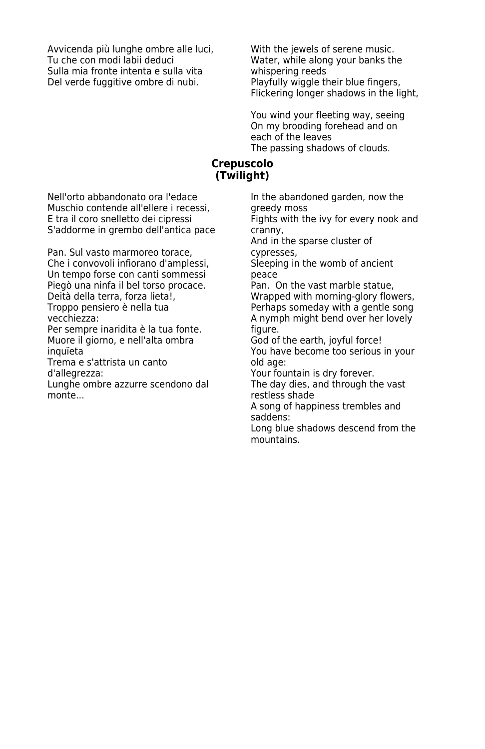Avvicenda più lunghe ombre alle luci,
Tu che con modi labii deduci
Sulla mia fronte intenta e sulla vita
Del verde fuggitive ombre di nubi.

With the jewels of serene music.
Water, while along your banks the whispering reeds
Playfully wiggle their blue fingers,
Flickering longer shadows in the light,

You wind your fleeting way, seeing
On my brooding forehead and on each of the leaves
The passing shadows of clouds.

## Crepuscolo
## (Twilight)

Nell'orto abbandonato ora l'edace
Muschio contende all'ellere i recessi,
E tra il coro snelletto dei cipressi
S'addorme in grembo dell'antica pace

Pan. Sul vasto marmoreo torace,
Che i convovoli infiorano d'amplessi,
Un tempo forse con canti sommessi
Piegò una ninfa il bel torso procace.
Deità della terra, forza lieta!,
Troppo pensiero è nella tua vecchiezza:
Per sempre inaridita è la tua fonte.
Muore il giorno, e nell'alta ombra inquïeta
Trema e s'attrista un canto d'allegrezza:
Lunghe ombre azzurre scendono dal monte...

In the abandoned garden, now the greedy moss
Fights with the ivy for every nook and cranny,
And in the sparse cluster of cypresses,
Sleeping in the womb of ancient peace
Pan. On the vast marble statue,
Wrapped with morning-glory flowers,
Perhaps someday with a gentle song
A nymph might bend over her lovely figure.
God of the earth, joyful force!
You have become too serious in your old age:
Your fountain is dry forever.
The day dies, and through the vast restless shade
A song of happiness trembles and saddens:
Long blue shadows descend from the mountains.